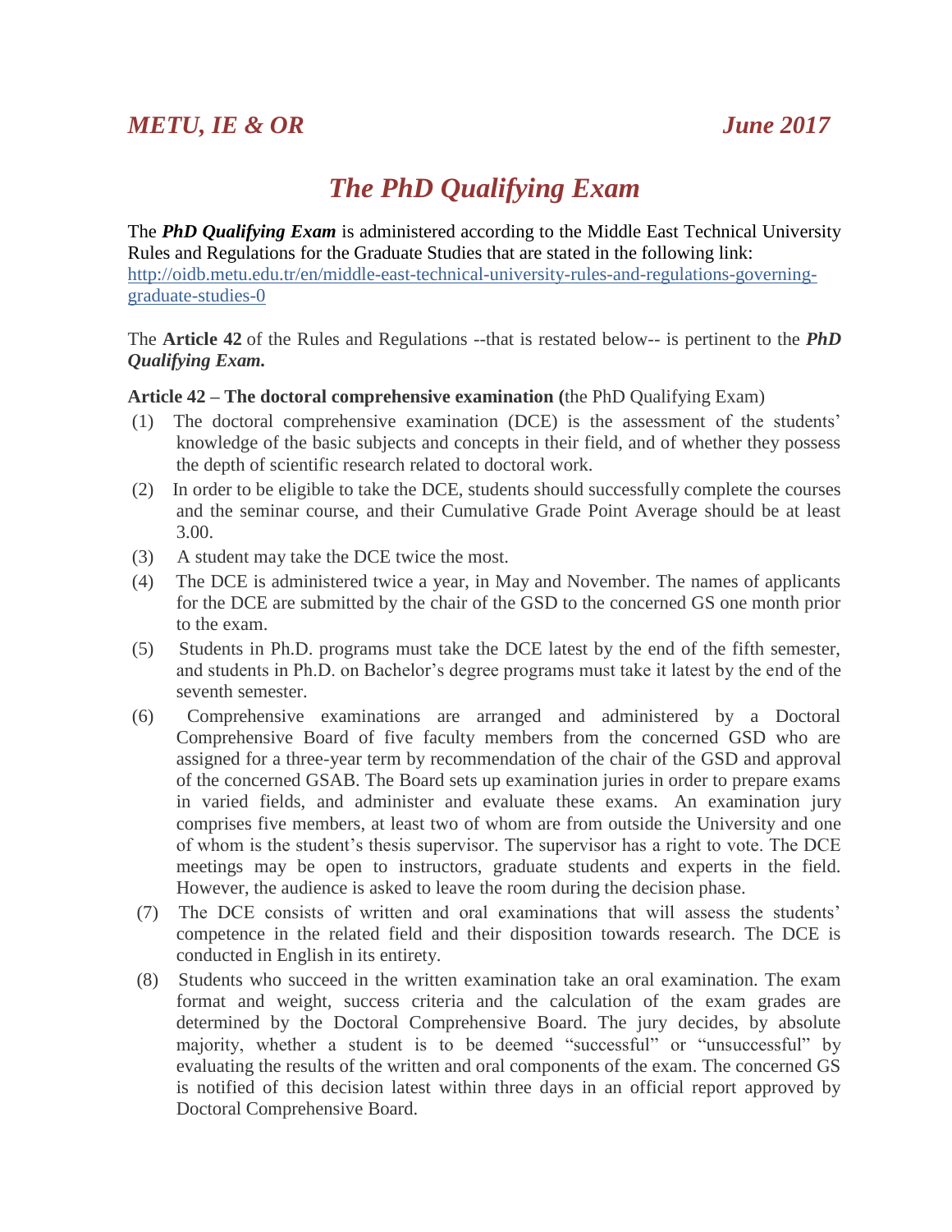*METU, IE & OR* *June 2017*

# *The PhD Qualifying Exam*

The ***PhD Qualifying Exam*** is administered according to the Middle East Technical University Rules and Regulations for the Graduate Studies that are stated in the following link: [http://oidb.metu.edu.tr/en/middle-east-technical-university-rules-and-regulations-governing-graduate-studies-0](http://oidb.metu.edu.tr/en/middle-east-technical-university-rules-and-regulations-governing-graduate-studies-0)

The **Article 42** of the Rules and Regulations --that is restated below-- is pertinent to the ***PhD Qualifying Exam.***

**Article 42 – The doctoral comprehensive examination (**the PhD Qualifying Exam)

(1) The doctoral comprehensive examination (DCE) is the assessment of the students' knowledge of the basic subjects and concepts in their field, and of whether they possess the depth of scientific research related to doctoral work.

(2) In order to be eligible to take the DCE, students should successfully complete the courses and the seminar course, and their Cumulative Grade Point Average should be at least 3.00.

(3) A student may take the DCE twice the most.

(4) The DCE is administered twice a year, in May and November. The names of applicants for the DCE are submitted by the chair of the GSD to the concerned GS one month prior to the exam.

(5) Students in Ph.D. programs must take the DCE latest by the end of the fifth semester, and students in Ph.D. on Bachelor's degree programs must take it latest by the end of the seventh semester.

(6) Comprehensive examinations are arranged and administered by a Doctoral Comprehensive Board of five faculty members from the concerned GSD who are assigned for a three-year term by recommendation of the chair of the GSD and approval of the concerned GSAB. The Board sets up examination juries in order to prepare exams in varied fields, and administer and evaluate these exams. An examination jury comprises five members, at least two of whom are from outside the University and one of whom is the student's thesis supervisor. The supervisor has a right to vote. The DCE meetings may be open to instructors, graduate students and experts in the field. However, the audience is asked to leave the room during the decision phase.

(7) The DCE consists of written and oral examinations that will assess the students' competence in the related field and their disposition towards research. The DCE is conducted in English in its entirety.

(8) Students who succeed in the written examination take an oral examination. The exam format and weight, success criteria and the calculation of the exam grades are determined by the Doctoral Comprehensive Board. The jury decides, by absolute majority, whether a student is to be deemed "successful" or "unsuccessful" by evaluating the results of the written and oral components of the exam. The concerned GS is notified of this decision latest within three days in an official report approved by Doctoral Comprehensive Board.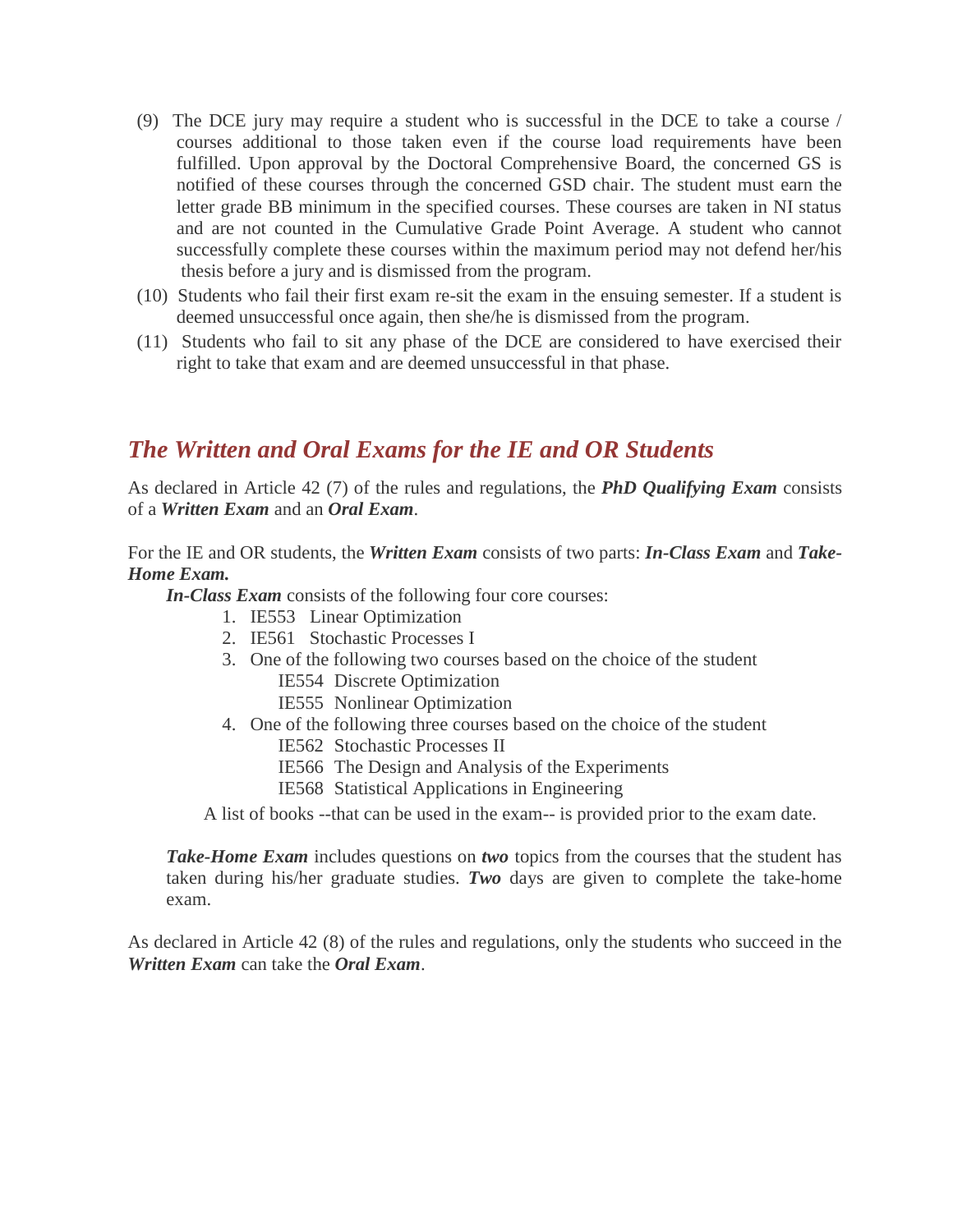(9) The DCE jury may require a student who is successful in the DCE to take a course / courses additional to those taken even if the course load requirements have been fulfilled. Upon approval by the Doctoral Comprehensive Board, the concerned GS is notified of these courses through the concerned GSD chair. The student must earn the letter grade BB minimum in the specified courses. These courses are taken in NI status and are not counted in the Cumulative Grade Point Average. A student who cannot successfully complete these courses within the maximum period may not defend her/his thesis before a jury and is dismissed from the program.

(10) Students who fail their first exam re-sit the exam in the ensuing semester. If a student is deemed unsuccessful once again, then she/he is dismissed from the program.

(11) Students who fail to sit any phase of the DCE are considered to have exercised their right to take that exam and are deemed unsuccessful in that phase.

## *The Written and Oral Exams for the IE and OR Students*

As declared in Article 42 (7) of the rules and regulations, the ***PhD Qualifying Exam*** consists of a ***Written Exam*** and an ***Oral Exam***.

For the IE and OR students, the ***Written Exam*** consists of two parts: ***In-Class Exam*** and ***Take-Home Exam.***

***In-Class Exam*** consists of the following four core courses:

1. IE553 Linear Optimization
2. IE561 Stochastic Processes I
3. One of the following two courses based on the choice of the student
   - IE554 Discrete Optimization
   - IE555 Nonlinear Optimization
4. One of the following three courses based on the choice of the student
   - IE562 Stochastic Processes II
   - IE566 The Design and Analysis of the Experiments
   - IE568 Statistical Applications in Engineering

A list of books --that can be used in the exam-- is provided prior to the exam date.

***Take-Home Exam*** includes questions on ***two*** topics from the courses that the student has taken during his/her graduate studies. ***Two*** days are given to complete the take-home exam.

As declared in Article 42 (8) of the rules and regulations, only the students who succeed in the ***Written Exam*** can take the ***Oral Exam***.